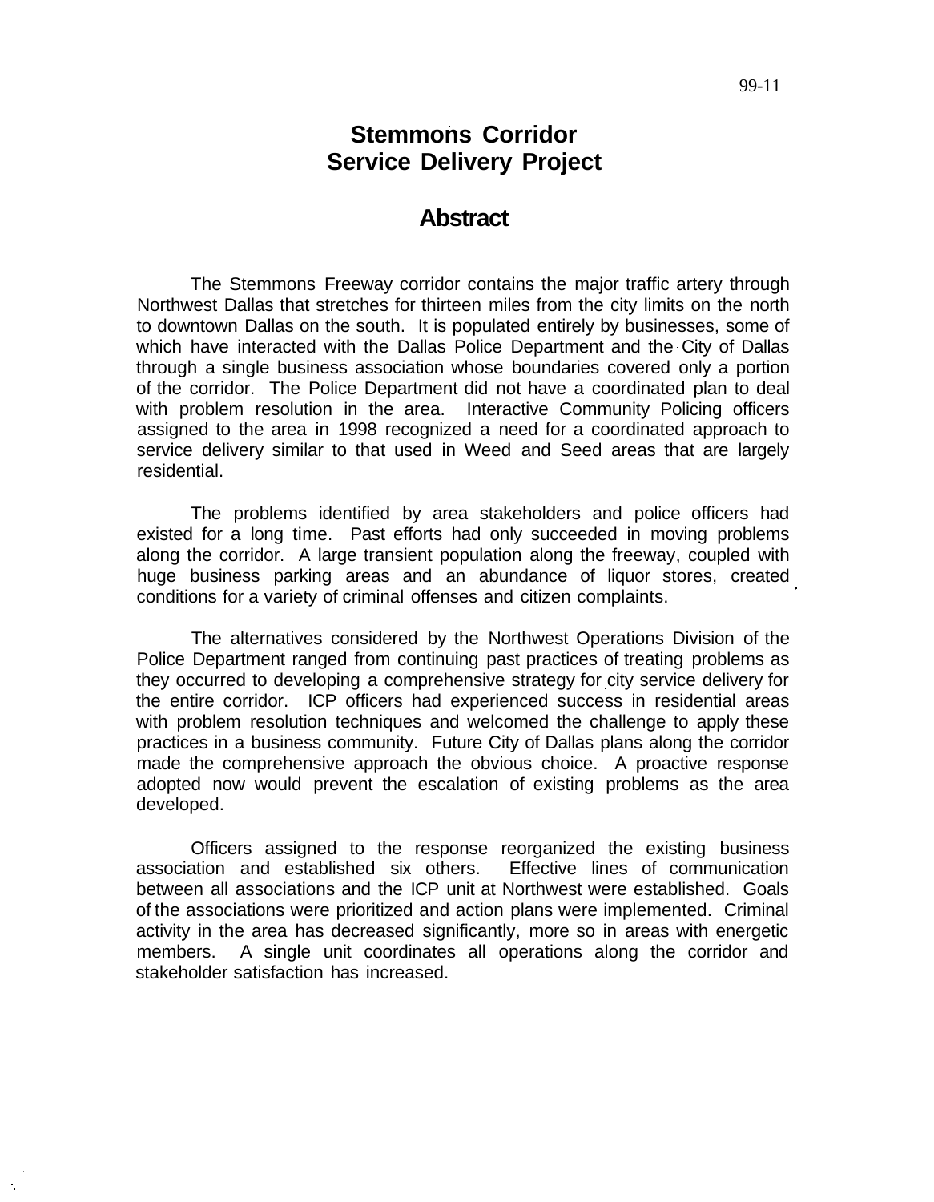99-11

# Stemmons Corridor Service Delivery Project

## Abstract

The Stemmons Freeway corridor contains the major traffic artery through Northwest Dallas that stretches for thirteen miles from the city limits on the north to downtown Dallas on the south. It is populated entirely by businesses, some of which have interacted with the Dallas Police Department and the City of Dallas through a single business association whose boundaries covered only a portion of the corridor. The Police Department did not have a coordinated plan to deal with problem resolution in the area. Interactive Community Policing officers assigned to the area in 1998 recognized a need for a coordinated approach to service delivery similar to that used in Weed and Seed areas that are largely residential.

The problems identified by area stakeholders and police officers had existed for a long time. Past efforts had only succeeded in moving problems along the corridor. A large transient population along the freeway, coupled with huge business parking areas and an abundance of liquor stores, created conditions for a variety of criminal offenses and citizen complaints.

The alternatives considered by the Northwest Operations Division of the Police Department ranged from continuing past practices of treating problems as they occurred to developing a comprehensive strategy for city service delivery for the entire corridor. ICP officers had experienced success in residential areas with problem resolution techniques and welcomed the challenge to apply these practices in a business community. Future City of Dallas plans along the corridor made the comprehensive approach the obvious choice. A proactive response adopted now would prevent the escalation of existing problems as the area developed.

Officers assigned to the response reorganized the existing business association and established six others. Effective lines of communication between all associations and the ICP unit at Northwest were established. Goals of the associations were prioritized and action plans were implemented. Criminal activity in the area has decreased significantly, more so in areas with energetic members. A single unit coordinates all operations along the corridor and stakeholder satisfaction has increased.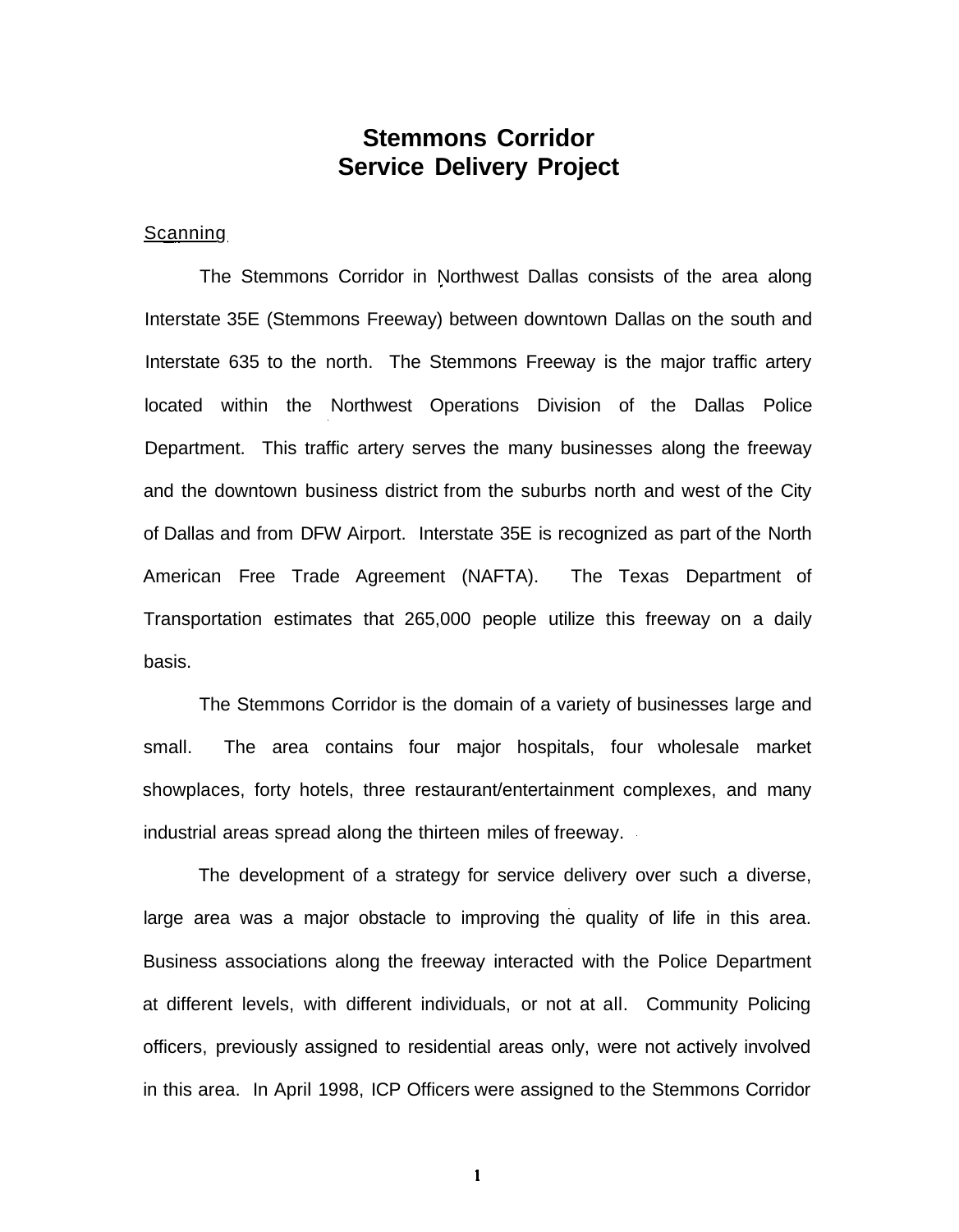# Stemmons Corridor
# Service Delivery Project

Scanning

The Stemmons Corridor in Northwest Dallas consists of the area along Interstate 35E (Stemmons Freeway) between downtown Dallas on the south and Interstate 635 to the north. The Stemmons Freeway is the major traffic artery located within the Northwest Operations Division of the Dallas Police Department. This traffic artery serves the many businesses along the freeway and the downtown business district from the suburbs north and west of the City of Dallas and from DFW Airport. Interstate 35E is recognized as part of the North American Free Trade Agreement (NAFTA). The Texas Department of Transportation estimates that 265,000 people utilize this freeway on a daily basis.

The Stemmons Corridor is the domain of a variety of businesses large and small. The area contains four major hospitals, four wholesale market showplaces, forty hotels, three restaurant/entertainment complexes, and many industrial areas spread along the thirteen miles of freeway.

The development of a strategy for service delivery over such a diverse, large area was a major obstacle to improving the quality of life in this area. Business associations along the freeway interacted with the Police Department at different levels, with different individuals, or not at all. Community Policing officers, previously assigned to residential areas only, were not actively involved in this area. In April 1998, ICP Officers were assigned to the Stemmons Corridor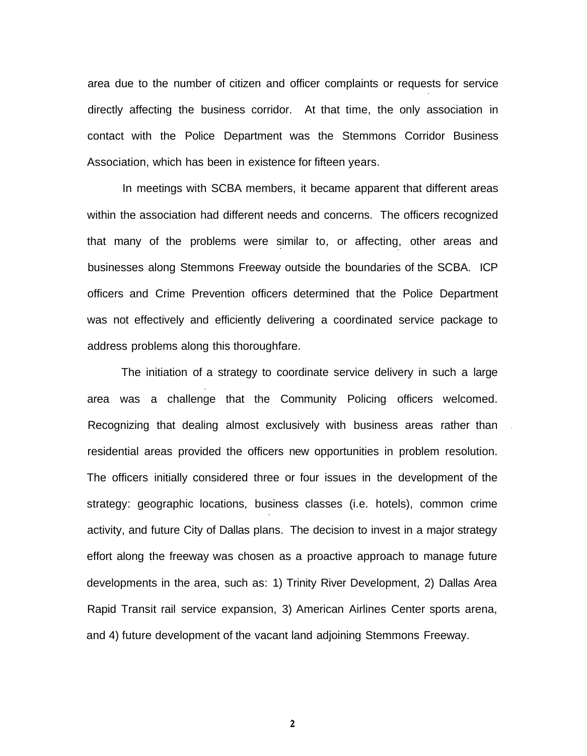area due to the number of citizen and officer complaints or requests for service directly affecting the business corridor. At that time, the only association in contact with the Police Department was the Stemmons Corridor Business Association, which has been in existence for fifteen years.

In meetings with SCBA members, it became apparent that different areas within the association had different needs and concerns. The officers recognized that many of the problems were similar to, or affecting, other areas and businesses along Stemmons Freeway outside the boundaries of the SCBA. ICP officers and Crime Prevention officers determined that the Police Department was not effectively and efficiently delivering a coordinated service package to address problems along this thoroughfare.

The initiation of a strategy to coordinate service delivery in such a large area was a challenge that the Community Policing officers welcomed. Recognizing that dealing almost exclusively with business areas rather than residential areas provided the officers new opportunities in problem resolution. The officers initially considered three or four issues in the development of the strategy: geographic locations, business classes (i.e. hotels), common crime activity, and future City of Dallas plans. The decision to invest in a major strategy effort along the freeway was chosen as a proactive approach to manage future developments in the area, such as: 1) Trinity River Development, 2) Dallas Area Rapid Transit rail service expansion, 3) American Airlines Center sports arena, and 4) future development of the vacant land adjoining Stemmons Freeway.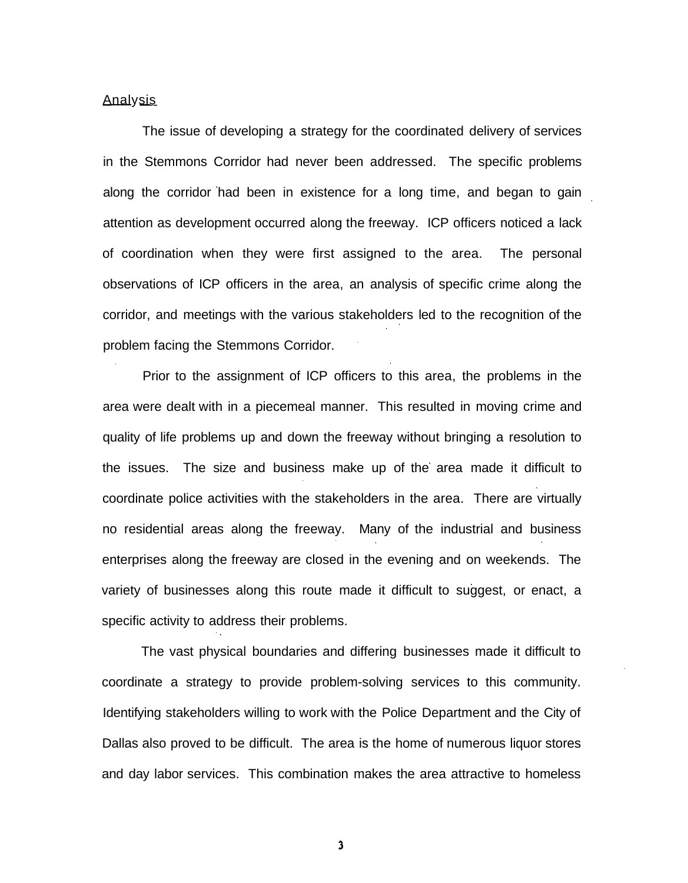## Analysis

The issue of developing a strategy for the coordinated delivery of services in the Stemmons Corridor had never been addressed. The specific problems along the corridor had been in existence for a long time, and began to gain attention as development occurred along the freeway. ICP officers noticed a lack of coordination when they were first assigned to the area. The personal observations of ICP officers in the area, an analysis of specific crime along the corridor, and meetings with the various stakeholders led to the recognition of the problem facing the Stemmons Corridor.

Prior to the assignment of ICP officers to this area, the problems in the area were dealt with in a piecemeal manner. This resulted in moving crime and quality of life problems up and down the freeway without bringing a resolution to the issues. The size and business make up of the area made it difficult to coordinate police activities with the stakeholders in the area. There are virtually no residential areas along the freeway. Many of the industrial and business enterprises along the freeway are closed in the evening and on weekends. The variety of businesses along this route made it difficult to suggest, or enact, a specific activity to address their problems.

The vast physical boundaries and differing businesses made it difficult to coordinate a strategy to provide problem-solving services to this community. Identifying stakeholders willing to work with the Police Department and the City of Dallas also proved to be difficult. The area is the home of numerous liquor stores and day labor services. This combination makes the area attractive to homeless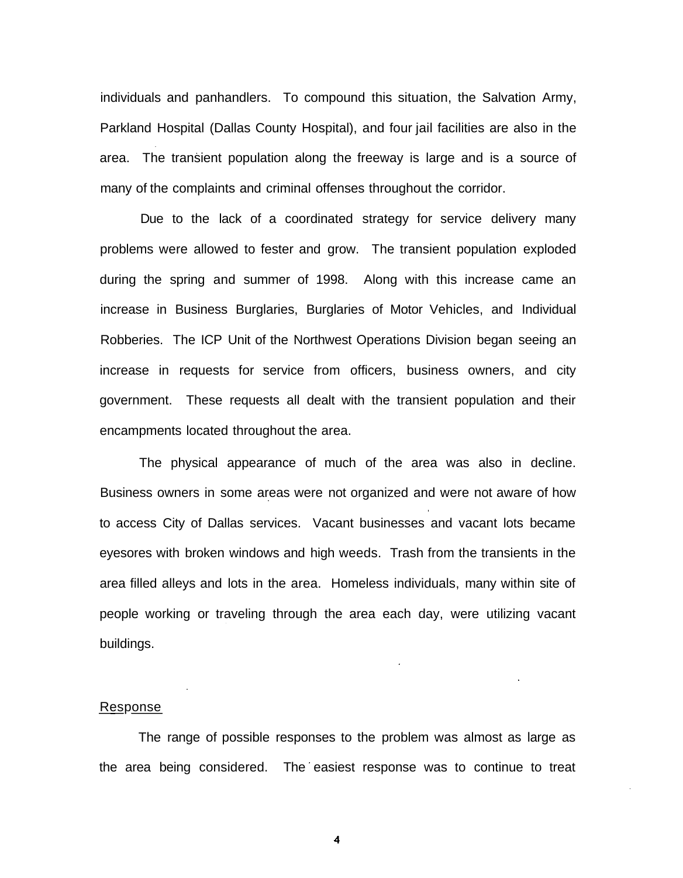individuals and panhandlers. To compound this situation, the Salvation Army, Parkland Hospital (Dallas County Hospital), and four jail facilities are also in the area. The transient population along the freeway is large and is a source of many of the complaints and criminal offenses throughout the corridor.

Due to the lack of a coordinated strategy for service delivery many problems were allowed to fester and grow. The transient population exploded during the spring and summer of 1998. Along with this increase came an increase in Business Burglaries, Burglaries of Motor Vehicles, and Individual Robberies. The ICP Unit of the Northwest Operations Division began seeing an increase in requests for service from officers, business owners, and city government. These requests all dealt with the transient population and their encampments located throughout the area.

The physical appearance of much of the area was also in decline. Business owners in some areas were not organized and were not aware of how to access City of Dallas services. Vacant businesses and vacant lots became eyesores with broken windows and high weeds. Trash from the transients in the area filled alleys and lots in the area. Homeless individuals, many within site of people working or traveling through the area each day, were utilizing vacant buildings.

## Response

The range of possible responses to the problem was almost as large as the area being considered. The easiest response was to continue to treat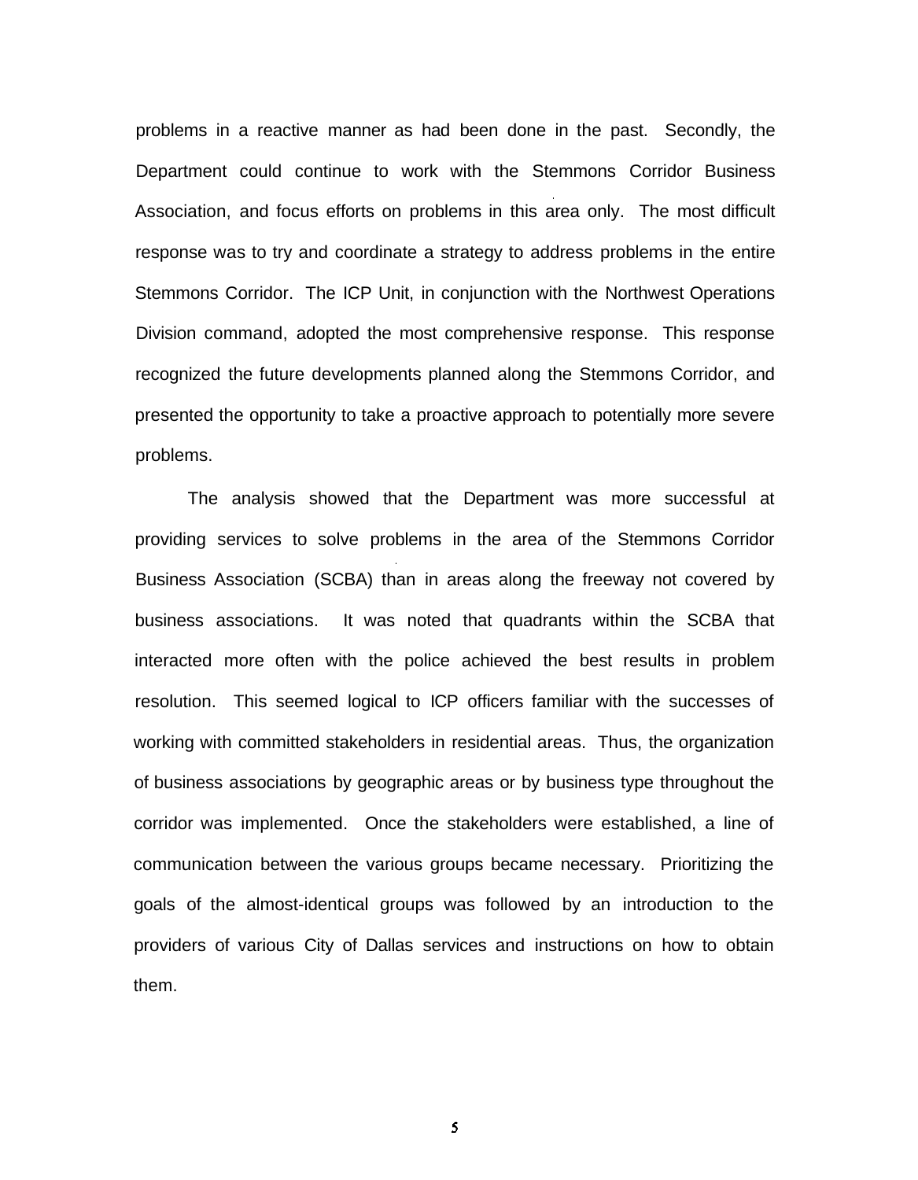problems in a reactive manner as had been done in the past. Secondly, the Department could continue to work with the Stemmons Corridor Business Association, and focus efforts on problems in this area only. The most difficult response was to try and coordinate a strategy to address problems in the entire Stemmons Corridor. The ICP Unit, in conjunction with the Northwest Operations Division command, adopted the most comprehensive response. This response recognized the future developments planned along the Stemmons Corridor, and presented the opportunity to take a proactive approach to potentially more severe problems.

The analysis showed that the Department was more successful at providing services to solve problems in the area of the Stemmons Corridor Business Association (SCBA) than in areas along the freeway not covered by business associations. It was noted that quadrants within the SCBA that interacted more often with the police achieved the best results in problem resolution. This seemed logical to ICP officers familiar with the successes of working with committed stakeholders in residential areas. Thus, the organization of business associations by geographic areas or by business type throughout the corridor was implemented. Once the stakeholders were established, a line of communication between the various groups became necessary. Prioritizing the goals of the almost-identical groups was followed by an introduction to the providers of various City of Dallas services and instructions on how to obtain them.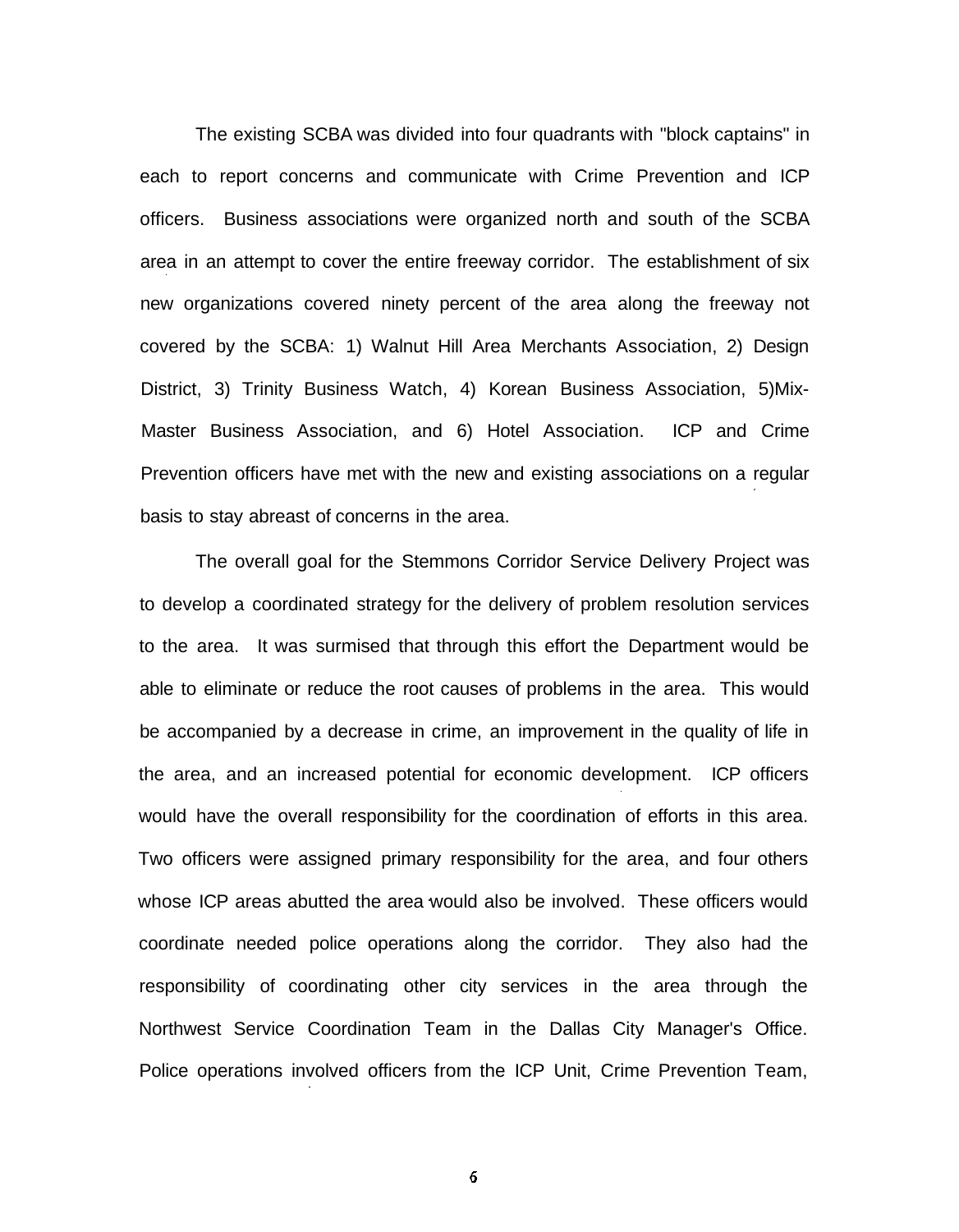The existing SCBA was divided into four quadrants with "block captains" in each to report concerns and communicate with Crime Prevention and ICP officers. Business associations were organized north and south of the SCBA area in an attempt to cover the entire freeway corridor. The establishment of six new organizations covered ninety percent of the area along the freeway not covered by the SCBA: 1) Walnut Hill Area Merchants Association, 2) Design District, 3) Trinity Business Watch, 4) Korean Business Association, 5)Mix-Master Business Association, and 6) Hotel Association. ICP and Crime Prevention officers have met with the new and existing associations on a regular basis to stay abreast of concerns in the area.

The overall goal for the Stemmons Corridor Service Delivery Project was to develop a coordinated strategy for the delivery of problem resolution services to the area. It was surmised that through this effort the Department would be able to eliminate or reduce the root causes of problems in the area. This would be accompanied by a decrease in crime, an improvement in the quality of life in the area, and an increased potential for economic development. ICP officers would have the overall responsibility for the coordination of efforts in this area. Two officers were assigned primary responsibility for the area, and four others whose ICP areas abutted the area would also be involved. These officers would coordinate needed police operations along the corridor. They also had the responsibility of coordinating other city services in the area through the Northwest Service Coordination Team in the Dallas City Manager's Office. Police operations involved officers from the ICP Unit, Crime Prevention Team,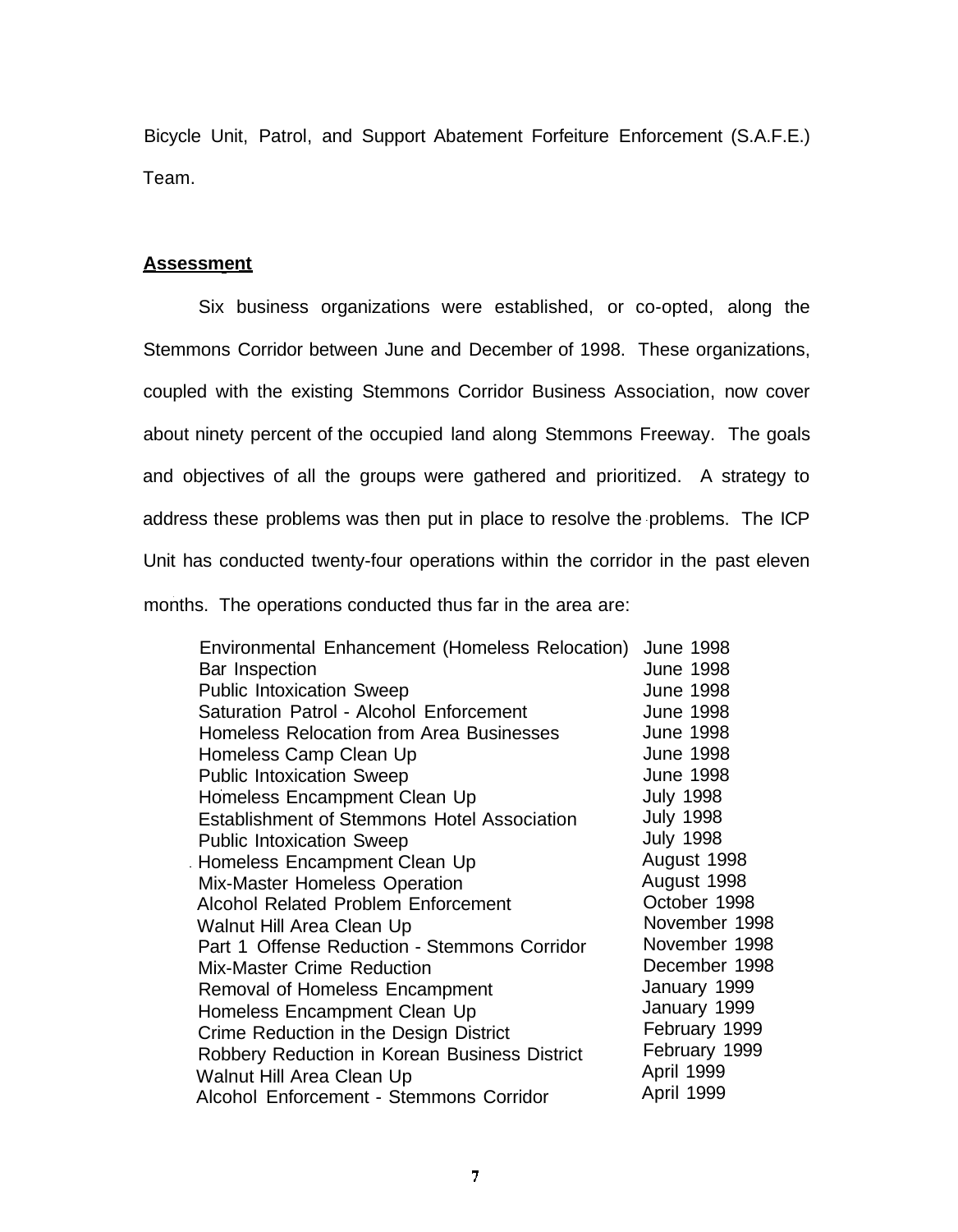Bicycle Unit, Patrol, and Support Abatement Forfeiture Enforcement (S.A.F.E.) Team.

**Assessment**

Six business organizations were established, or co-opted, along the Stemmons Corridor between June and December of 1998. These organizations, coupled with the existing Stemmons Corridor Business Association, now cover about ninety percent of the occupied land along Stemmons Freeway. The goals and objectives of all the groups were gathered and prioritized. A strategy to address these problems was then put in place to resolve the problems. The ICP Unit has conducted twenty-four operations within the corridor in the past eleven months. The operations conducted thus far in the area are:

| Operation | Date |
|---|---|
| Environmental Enhancement (Homeless Relocation) | June 1998 |
| Bar Inspection | June 1998 |
| Public Intoxication Sweep | June 1998 |
| Saturation Patrol - Alcohol Enforcement | June 1998 |
| Homeless Relocation from Area Businesses | June 1998 |
| Homeless Camp Clean Up | June 1998 |
| Public Intoxication Sweep | June 1998 |
| Homeless Encampment Clean Up | July 1998 |
| Establishment of Stemmons Hotel Association | July 1998 |
| Public Intoxication Sweep | July 1998 |
| Homeless Encampment Clean Up | August 1998 |
| Mix-Master Homeless Operation | August 1998 |
| Alcohol Related Problem Enforcement | October 1998 |
| Walnut Hill Area Clean Up | November 1998 |
| Part 1 Offense Reduction - Stemmons Corridor | November 1998 |
| Mix-Master Crime Reduction | December 1998 |
| Removal of Homeless Encampment | January 1999 |
| Homeless Encampment Clean Up | January 1999 |
| Crime Reduction in the Design District | February 1999 |
| Robbery Reduction in Korean Business District | February 1999 |
| Walnut Hill Area Clean Up | April 1999 |
| Alcohol Enforcement - Stemmons Corridor | April 1999 |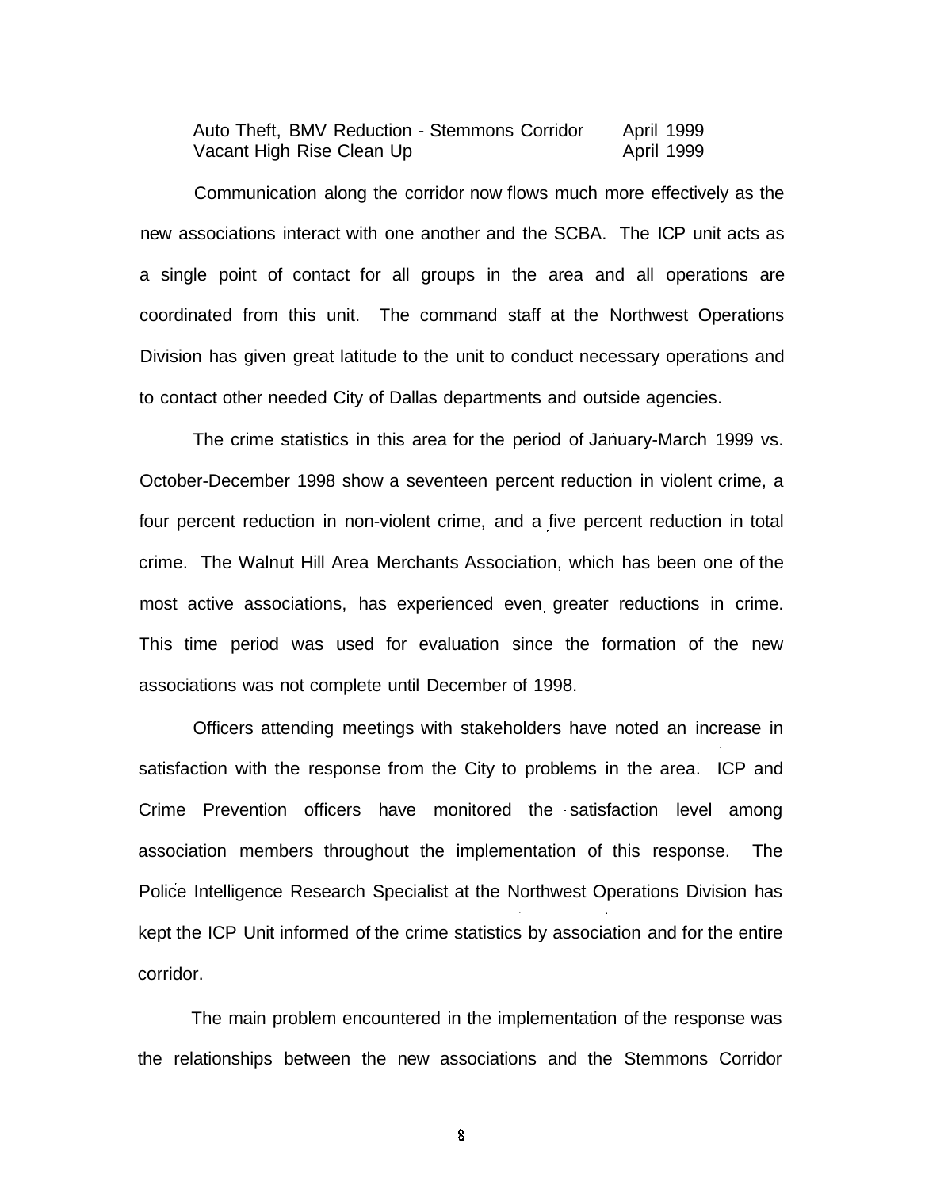| | |
|---|---|
| Auto Theft, BMV Reduction - Stemmons Corridor | April 1999 |
| Vacant High Rise Clean Up | April 1999 |

Communication along the corridor now flows much more effectively as the new associations interact with one another and the SCBA. The ICP unit acts as a single point of contact for all groups in the area and all operations are coordinated from this unit. The command staff at the Northwest Operations Division has given great latitude to the unit to conduct necessary operations and to contact other needed City of Dallas departments and outside agencies.

The crime statistics in this area for the period of January-March 1999 vs. October-December 1998 show a seventeen percent reduction in violent crime, a four percent reduction in non-violent crime, and a five percent reduction in total crime. The Walnut Hill Area Merchants Association, which has been one of the most active associations, has experienced even greater reductions in crime. This time period was used for evaluation since the formation of the new associations was not complete until December of 1998.

Officers attending meetings with stakeholders have noted an increase in satisfaction with the response from the City to problems in the area. ICP and Crime Prevention officers have monitored the satisfaction level among association members throughout the implementation of this response. The Police Intelligence Research Specialist at the Northwest Operations Division has kept the ICP Unit informed of the crime statistics by association and for the entire corridor.

The main problem encountered in the implementation of the response was the relationships between the new associations and the Stemmons Corridor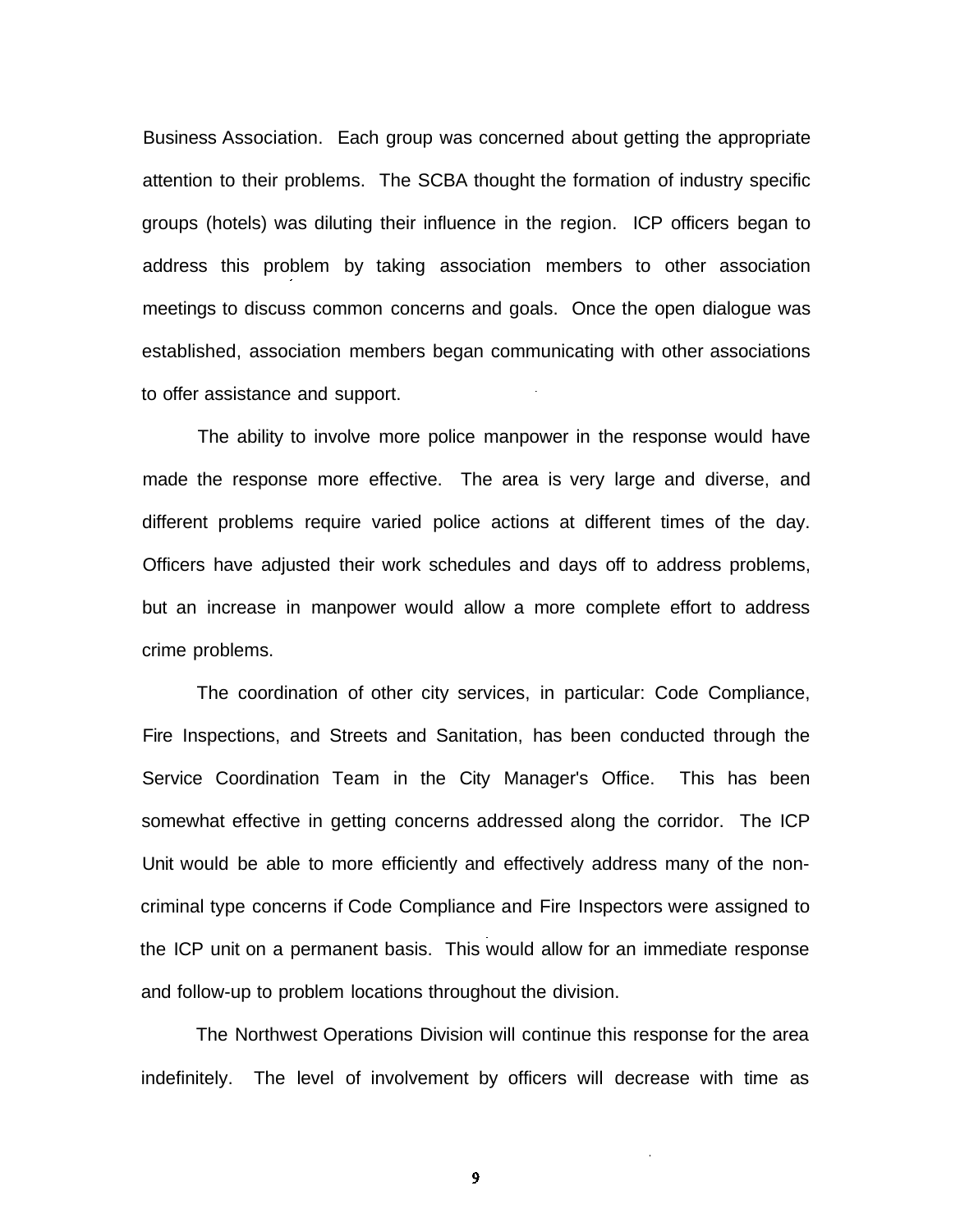Business Association. Each group was concerned about getting the appropriate attention to their problems. The SCBA thought the formation of industry specific groups (hotels) was diluting their influence in the region. ICP officers began to address this problem by taking association members to other association meetings to discuss common concerns and goals. Once the open dialogue was established, association members began communicating with other associations to offer assistance and support.

The ability to involve more police manpower in the response would have made the response more effective. The area is very large and diverse, and different problems require varied police actions at different times of the day. Officers have adjusted their work schedules and days off to address problems, but an increase in manpower would allow a more complete effort to address crime problems.

The coordination of other city services, in particular: Code Compliance, Fire Inspections, and Streets and Sanitation, has been conducted through the Service Coordination Team in the City Manager's Office. This has been somewhat effective in getting concerns addressed along the corridor. The ICP Unit would be able to more efficiently and effectively address many of the non-criminal type concerns if Code Compliance and Fire Inspectors were assigned to the ICP unit on a permanent basis. This would allow for an immediate response and follow-up to problem locations throughout the division.

The Northwest Operations Division will continue this response for the area indefinitely. The level of involvement by officers will decrease with time as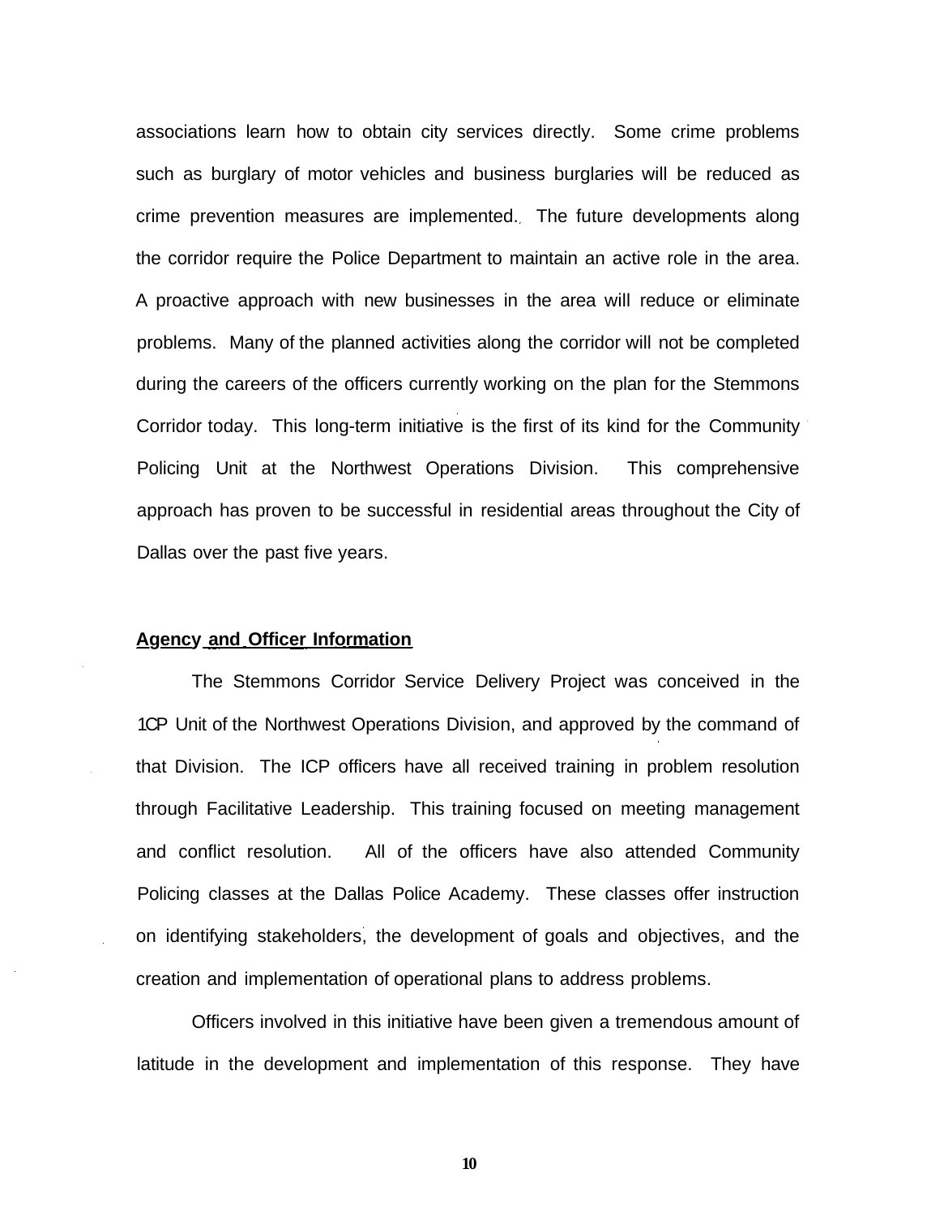associations learn how to obtain city services directly. Some crime problems such as burglary of motor vehicles and business burglaries will be reduced as crime prevention measures are implemented. The future developments along the corridor require the Police Department to maintain an active role in the area. A proactive approach with new businesses in the area will reduce or eliminate problems. Many of the planned activities along the corridor will not be completed during the careers of the officers currently working on the plan for the Stemmons Corridor today. This long-term initiative is the first of its kind for the Community Policing Unit at the Northwest Operations Division. This comprehensive approach has proven to be successful in residential areas throughout the City of Dallas over the past five years.

**Agency and Officer Information**

The Stemmons Corridor Service Delivery Project was conceived in the 1CP Unit of the Northwest Operations Division, and approved by the command of that Division. The ICP officers have all received training in problem resolution through Facilitative Leadership. This training focused on meeting management and conflict resolution. All of the officers have also attended Community Policing classes at the Dallas Police Academy. These classes offer instruction on identifying stakeholders, the development of goals and objectives, and the creation and implementation of operational plans to address problems.

Officers involved in this initiative have been given a tremendous amount of latitude in the development and implementation of this response. They have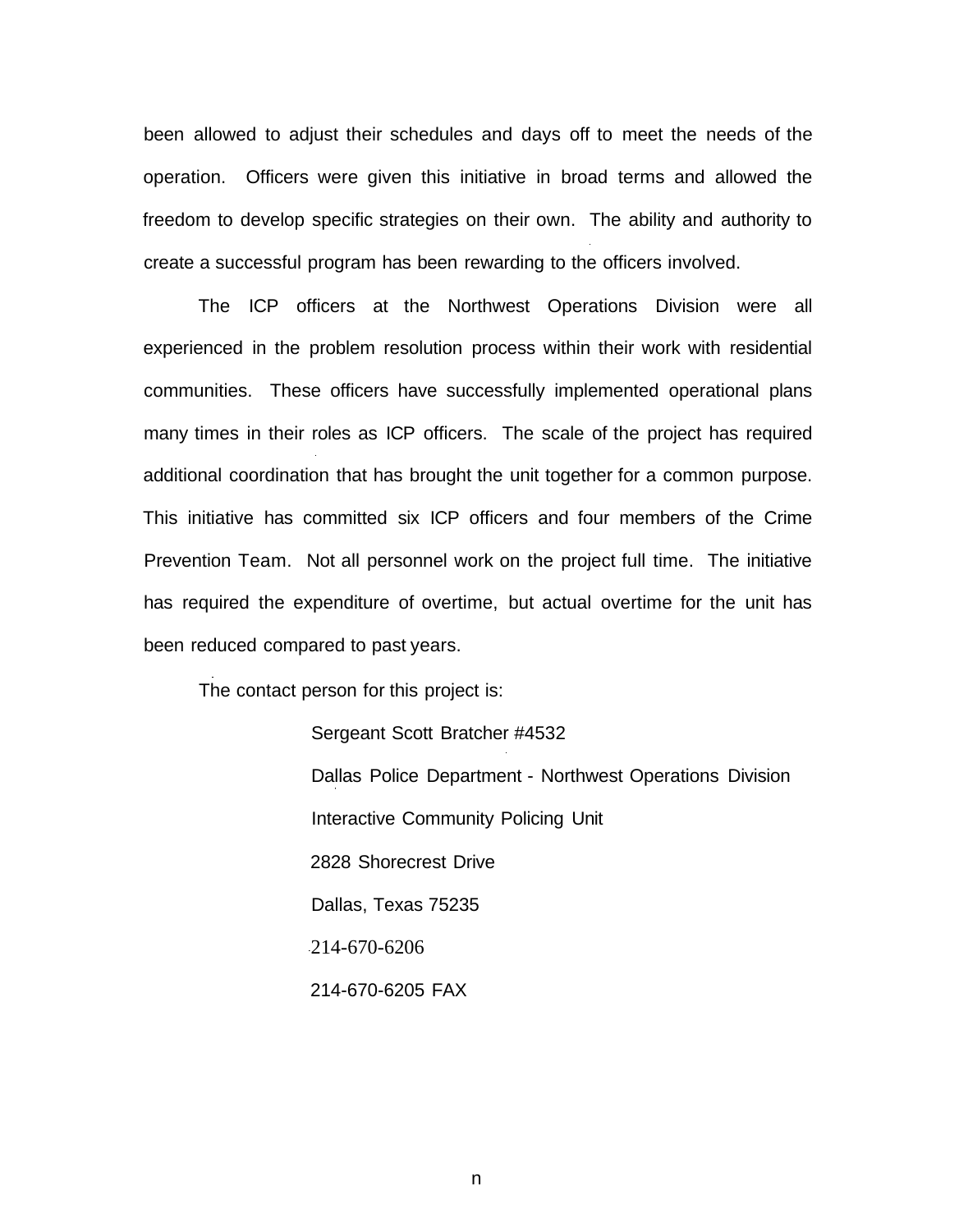been allowed to adjust their schedules and days off to meet the needs of the operation. Officers were given this initiative in broad terms and allowed the freedom to develop specific strategies on their own. The ability and authority to create a successful program has been rewarding to the officers involved.

The ICP officers at the Northwest Operations Division were all experienced in the problem resolution process within their work with residential communities. These officers have successfully implemented operational plans many times in their roles as ICP officers. The scale of the project has required additional coordination that has brought the unit together for a common purpose. This initiative has committed six ICP officers and four members of the Crime Prevention Team. Not all personnel work on the project full time. The initiative has required the expenditure of overtime, but actual overtime for the unit has been reduced compared to past years.

The contact person for this project is:

Sergeant Scott Bratcher #4532  
Dallas Police Department - Northwest Operations Division  
Interactive Community Policing Unit  
2828 Shorecrest Drive  
Dallas, Texas 75235  
214-670-6206  
214-670-6205 FAX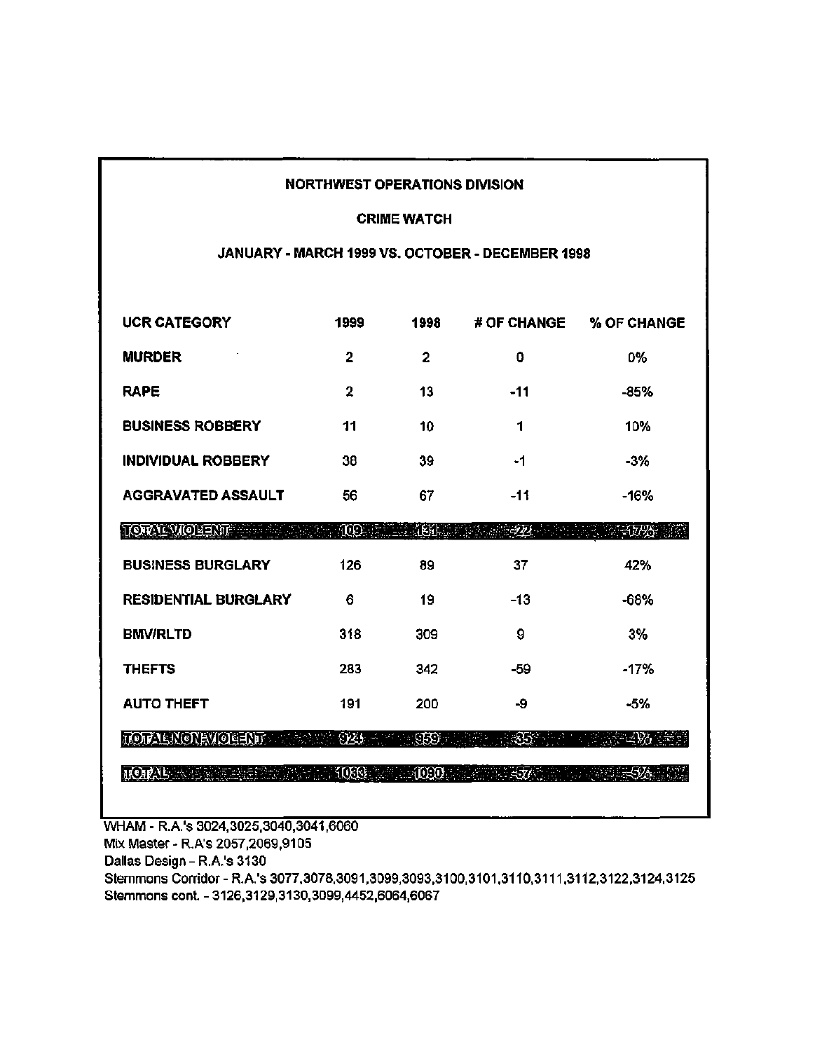**NORTHWEST OPERATIONS DIVISION**

**CRIME WATCH**

**JANUARY - MARCH 1999 VS. OCTOBER - DECEMBER 1998**

| UCR CATEGORY | 1999 | 1998 | # OF CHANGE | % OF CHANGE |
|---|---|---|---|---|
| MURDER | 2 | 2 | 0 | 0% |
| RAPE | 2 | 13 | -11 | -85% |
| BUSINESS ROBBERY | 11 | 10 | 1 | 10% |
| INDIVIDUAL ROBBERY | 38 | 39 | -1 | -3% |
| AGGRAVATED ASSAULT | 56 | 67 | -11 | -16% |
| TOTAL VIOLENT | 109 | 131 | -22 | -17% |
| BUSINESS BURGLARY | 126 | 89 | 37 | 42% |
| RESIDENTIAL BURGLARY | 6 | 19 | -13 | -68% |
| BMV/RLTD | 318 | 309 | 9 | 3% |
| THEFTS | 283 | 342 | -59 | -17% |
| AUTO THEFT | 191 | 200 | -9 | -5% |
| TOTAL NON-VIOLENT | 924 | 959 | -35 | -4% |
| TOTAL | 1033 | 1090 | -57 | -5% |

WHAM - R.A.'s 3024,3025,3040,3041,6060
Mix Master - R.A's 2057,2069,9105
Dallas Design - R.A.'s 3130
Stemmons Corridor - R.A.'s 3077,3078,3091,3099,3093,3100,3101,3110,3111,3112,3122,3124,3125
Stemmons cont. - 3126,3129,3130,3099,4452,6064,6067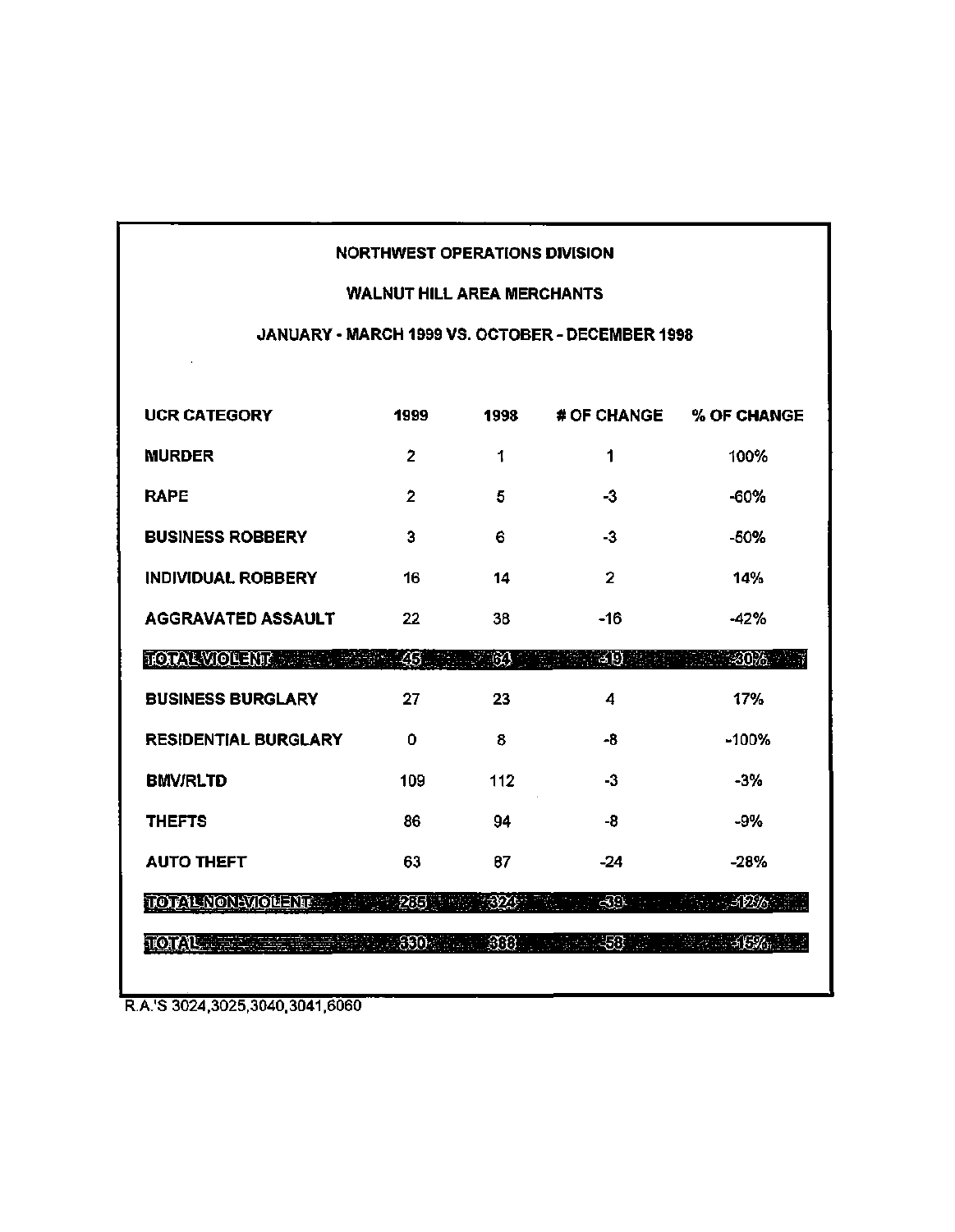**NORTHWEST OPERATIONS DIVISION**

**WALNUT HILL AREA MERCHANTS**

**JANUARY - MARCH 1999 VS. OCTOBER - DECEMBER 1998**

| UCR CATEGORY | 1999 | 1998 | # OF CHANGE | % OF CHANGE |
|---|---|---|---|---|
| MURDER | 2 | 1 | 1 | 100% |
| RAPE | 2 | 5 | -3 | -60% |
| BUSINESS ROBBERY | 3 | 6 | -3 | -50% |
| INDIVIDUAL ROBBERY | 16 | 14 | 2 | 14% |
| AGGRAVATED ASSAULT | 22 | 38 | -16 | -42% |
| TOTAL VIOLENT | 45 | 64 | -19 | -30% |
| BUSINESS BURGLARY | 27 | 23 | 4 | 17% |
| RESIDENTIAL BURGLARY | 0 | 8 | -8 | -100% |
| BMV/RLTD | 109 | 112 | -3 | -3% |
| THEFTS | 86 | 94 | -8 | -9% |
| AUTO THEFT | 63 | 87 | -24 | -28% |
| TOTAL NON-VIOLENT | 285 | 324 | -39 | -12% |
| TOTAL | 330 | 388 | -58 | -15% |

R.A.'S 3024,3025,3040,3041,6060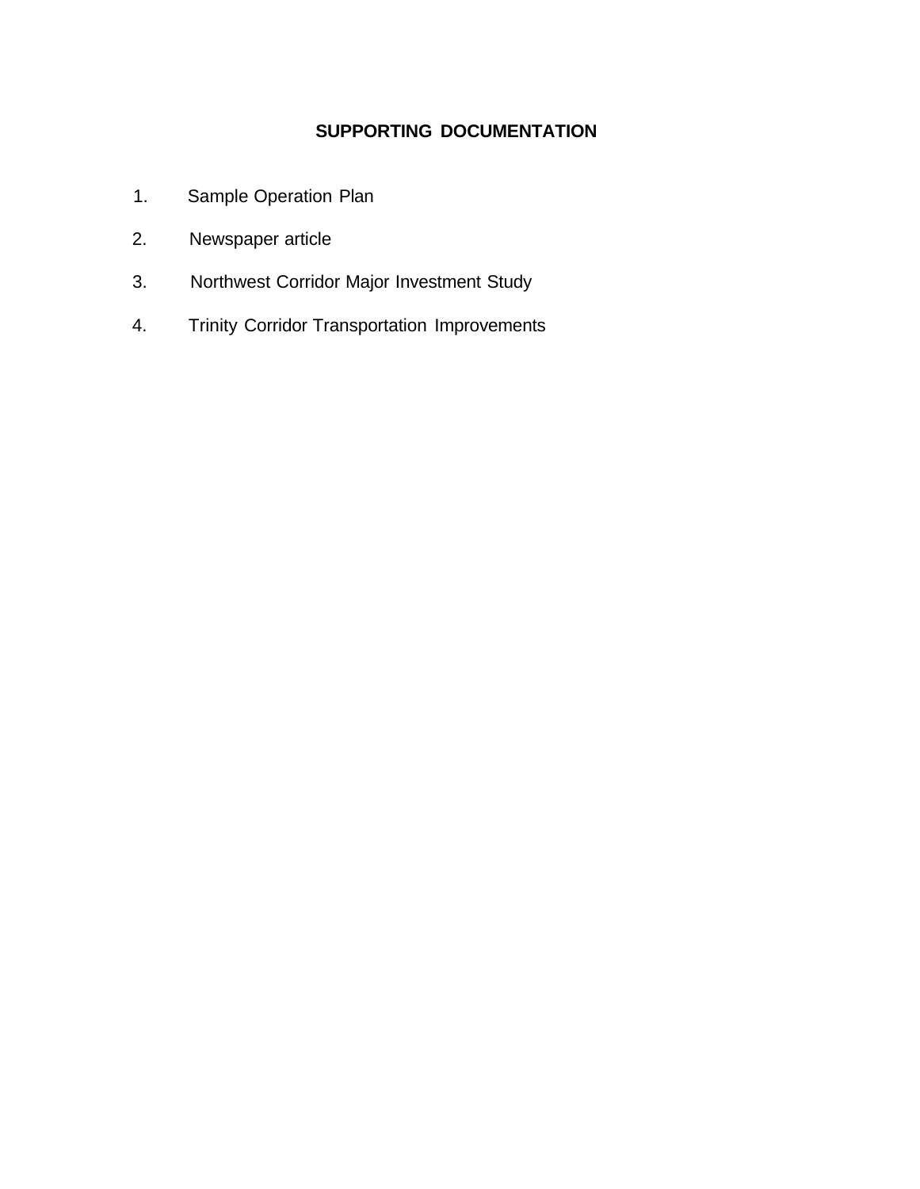# SUPPORTING DOCUMENTATION

1. Sample Operation Plan
2. Newspaper article
3. Northwest Corridor Major Investment Study
4. Trinity Corridor Transportation Improvements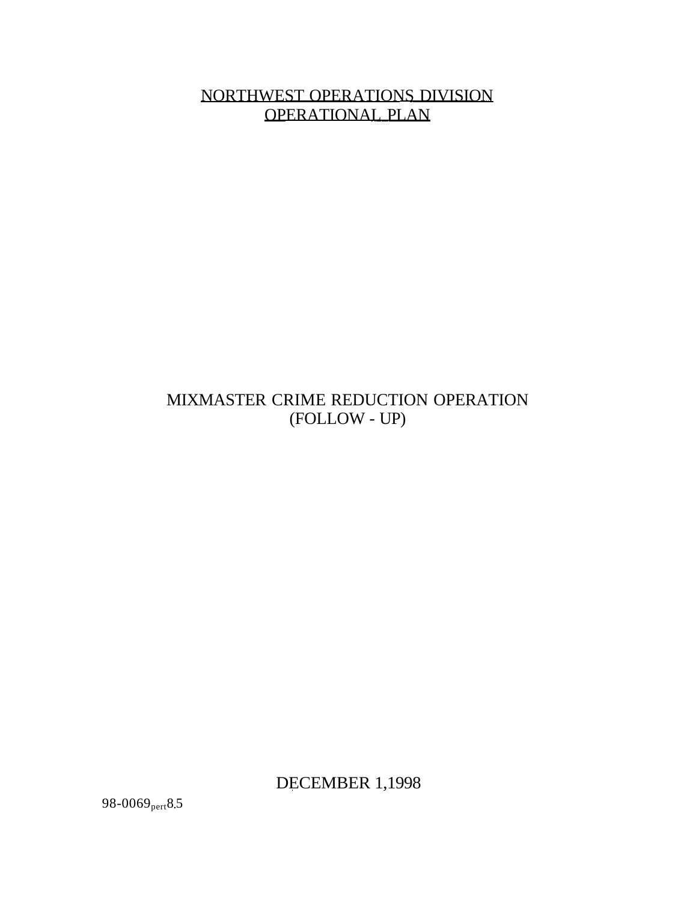# NORTHWEST OPERATIONS DIVISION OPERATIONAL PLAN

## MIXMASTER CRIME REDUCTION OPERATION (FOLLOW - UP)

DECEMBER 1,1998

98-0069pert8.5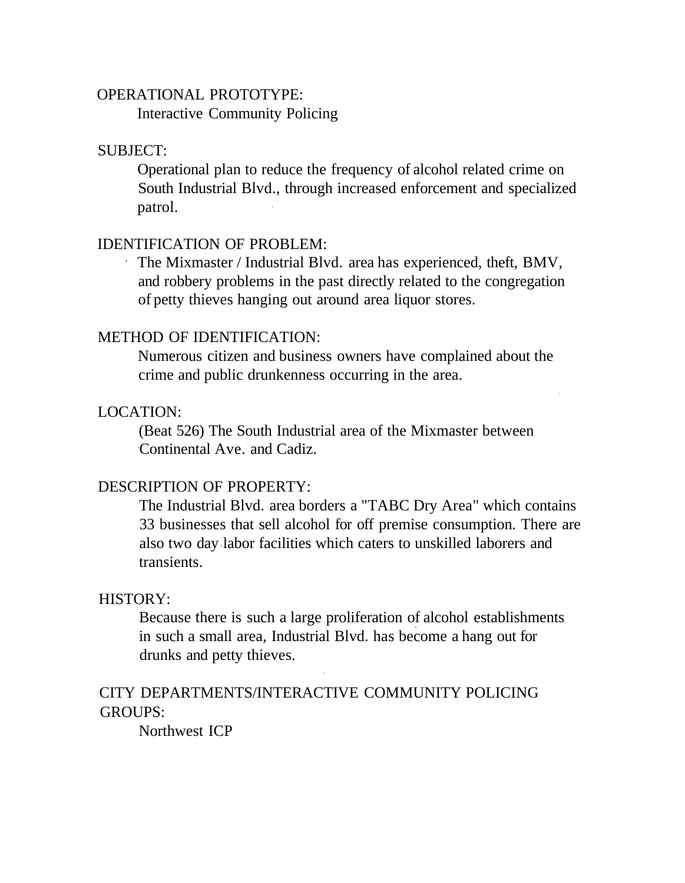OPERATIONAL PROTOTYPE:

Interactive Community Policing

SUBJECT:

Operational plan to reduce the frequency of alcohol related crime on South Industrial Blvd., through increased enforcement and specialized patrol.

IDENTIFICATION OF PROBLEM:

The Mixmaster / Industrial Blvd. area has experienced, theft, BMV, and robbery problems in the past directly related to the congregation of petty thieves hanging out around area liquor stores.

METHOD OF IDENTIFICATION:

Numerous citizen and business owners have complained about the crime and public drunkenness occurring in the area.

LOCATION:

(Beat 526) The South Industrial area of the Mixmaster between Continental Ave. and Cadiz.

DESCRIPTION OF PROPERTY:

The Industrial Blvd. area borders a "TABC Dry Area" which contains 33 businesses that sell alcohol for off premise consumption. There are also two day labor facilities which caters to unskilled laborers and transients.

HISTORY:

Because there is such a large proliferation of alcohol establishments in such a small area, Industrial Blvd. has become a hang out for drunks and petty thieves.

CITY DEPARTMENTS/INTERACTIVE COMMUNITY POLICING GROUPS:

Northwest ICP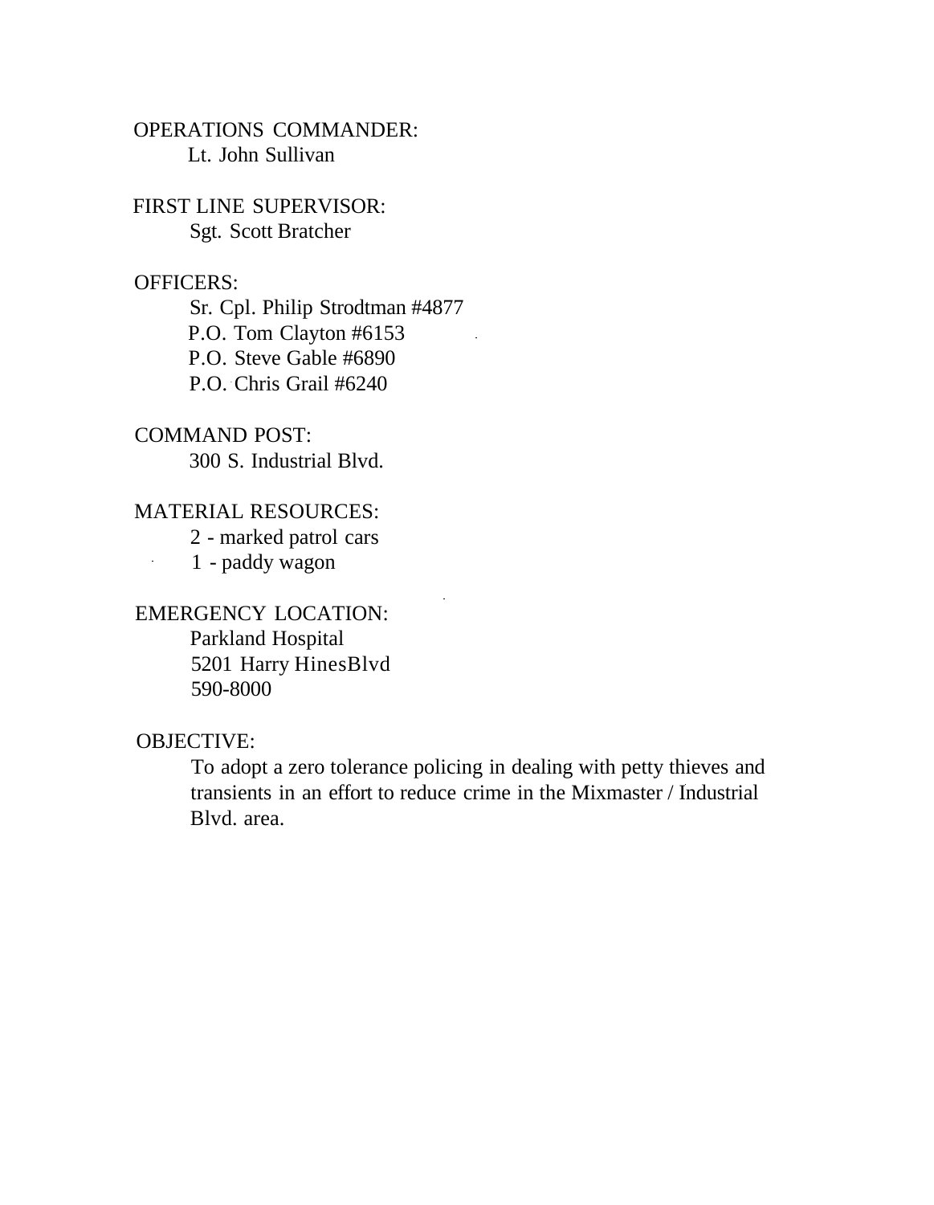OPERATIONS COMMANDER:

Lt. John Sullivan

FIRST LINE SUPERVISOR:

Sgt. Scott Bratcher

OFFICERS:

Sr. Cpl. Philip Strodtman #4877
P.O. Tom Clayton #6153
P.O. Steve Gable #6890
P.O. Chris Grail #6240

COMMAND POST:

300 S. Industrial Blvd.

MATERIAL RESOURCES:

2 - marked patrol cars
1 - paddy wagon

EMERGENCY LOCATION:

Parkland Hospital
5201 Harry HinesBlvd
590-8000

OBJECTIVE:

To adopt a zero tolerance policing in dealing with petty thieves and transients in an effort to reduce crime in the Mixmaster / Industrial Blvd. area.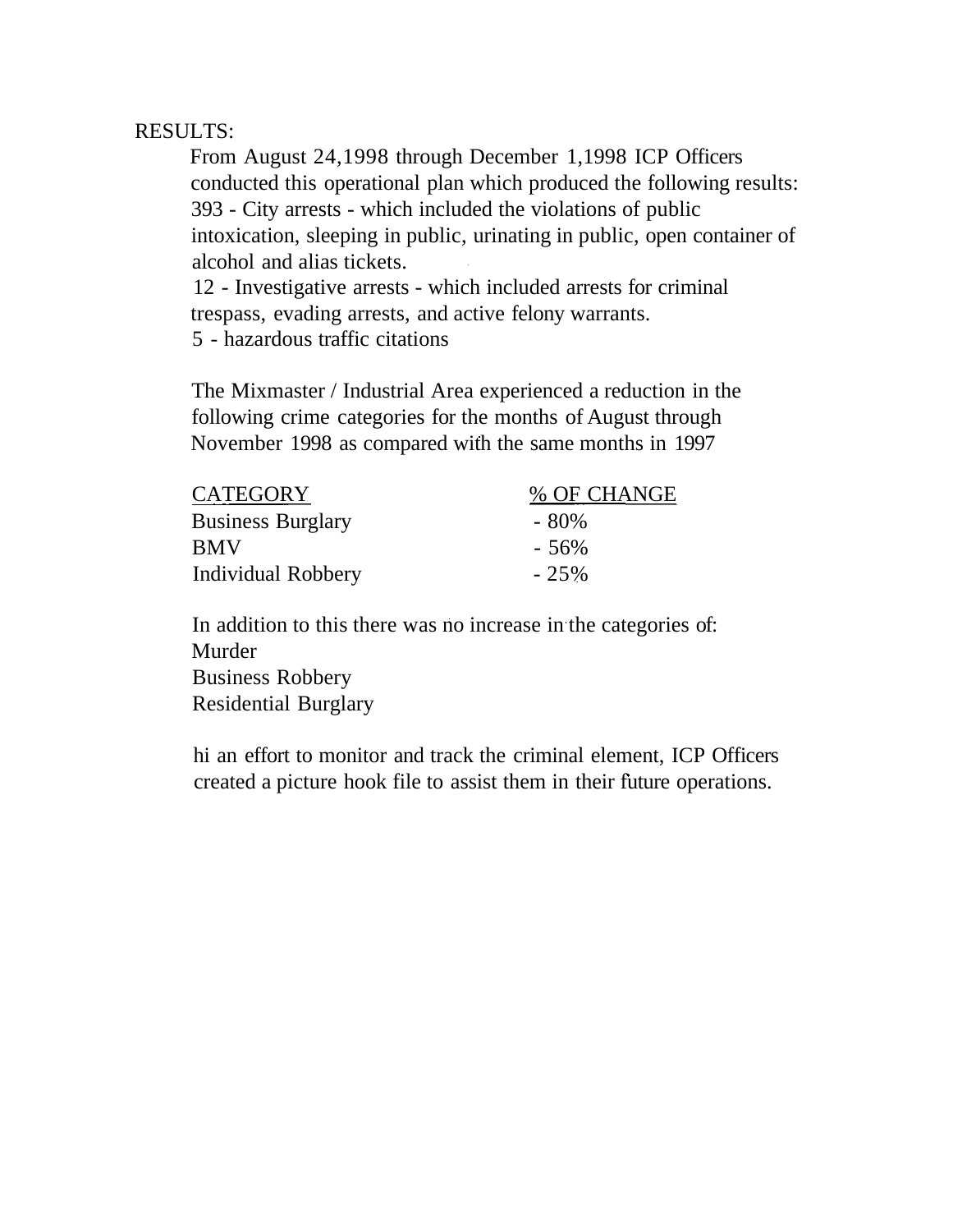RESULTS:

From August 24,1998 through December 1,1998 ICP Officers conducted this operational plan which produced the following results:

393 - City arrests - which included the violations of public intoxication, sleeping in public, urinating in public, open container of alcohol and alias tickets.

12 - Investigative arrests - which included arrests for criminal trespass, evading arrests, and active felony warrants.

5 - hazardous traffic citations

The Mixmaster / Industrial Area experienced a reduction in the following crime categories for the months of August through November 1998 as compared with the same months in 1997

| CATEGORY | % OF CHANGE |
|---|---|
| Business Burglary | - 80% |
| BMV | - 56% |
| Individual Robbery | - 25% |

In addition to this there was no increase in the categories of:

Murder

Business Robbery

Residential Burglary

hi an effort to monitor and track the criminal element, ICP Officers created a picture hook file to assist them in their future operations.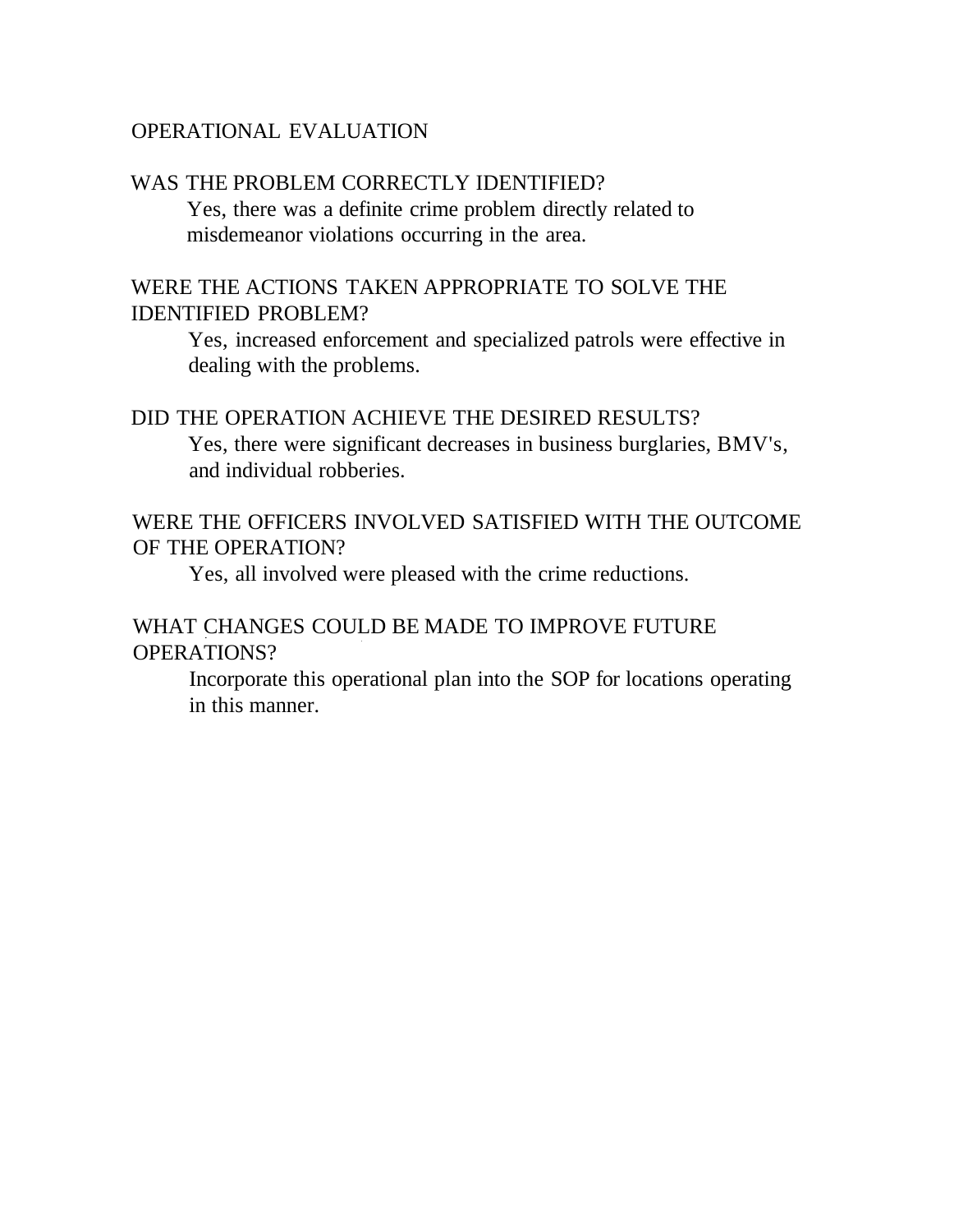# OPERATIONAL EVALUATION

## WAS THE PROBLEM CORRECTLY IDENTIFIED?

Yes, there was a definite crime problem directly related to misdemeanor violations occurring in the area.

## WERE THE ACTIONS TAKEN APPROPRIATE TO SOLVE THE IDENTIFIED PROBLEM?

Yes, increased enforcement and specialized patrols were effective in dealing with the problems.

## DID THE OPERATION ACHIEVE THE DESIRED RESULTS?

Yes, there were significant decreases in business burglaries, BMV's, and individual robberies.

## WERE THE OFFICERS INVOLVED SATISFIED WITH THE OUTCOME OF THE OPERATION?

Yes, all involved were pleased with the crime reductions.

## WHAT CHANGES COULD BE MADE TO IMPROVE FUTURE OPERATIONS?

Incorporate this operational plan into the SOP for locations operating in this manner.